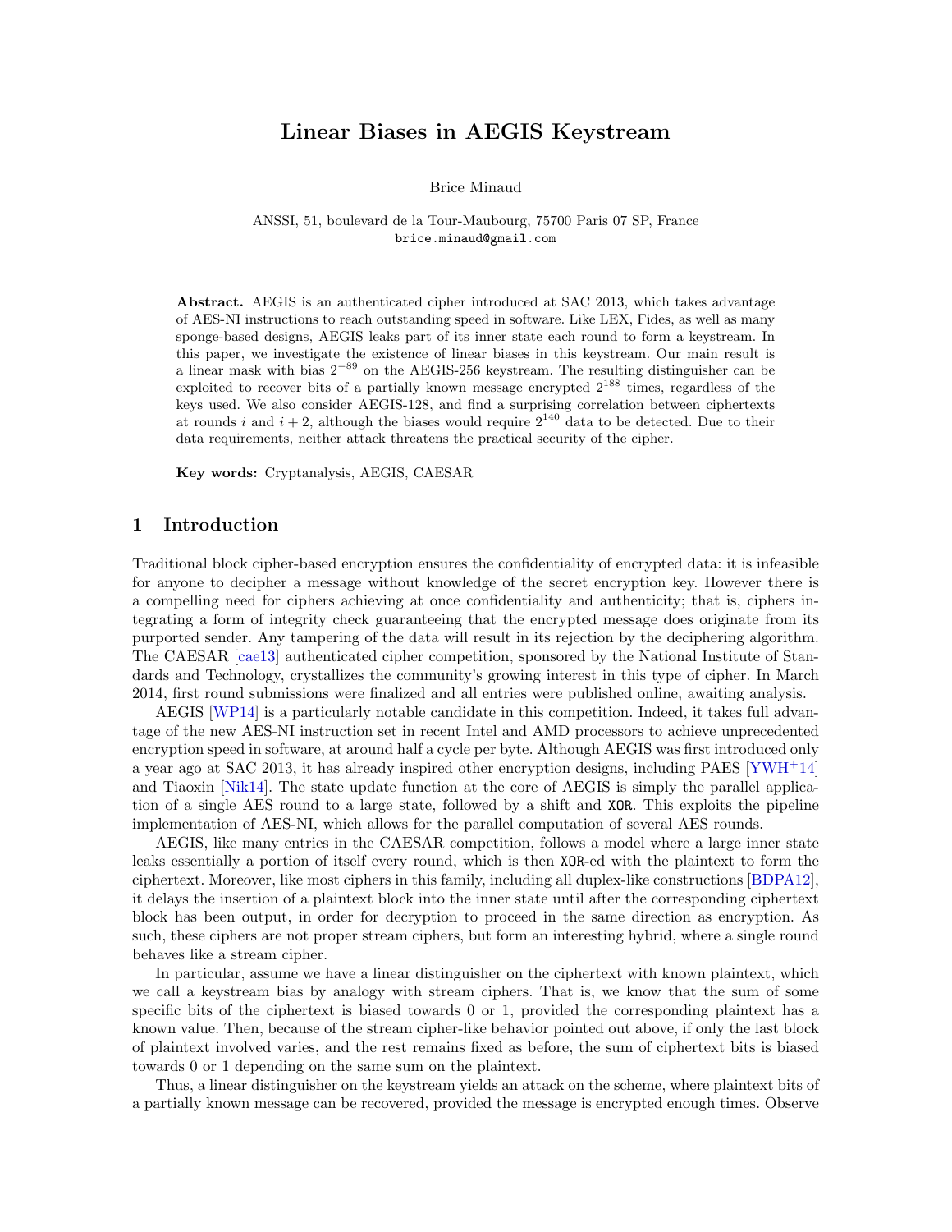# Linear Biases in AEGIS Keystream

Brice Minaud

ANSSI, 51, boulevard de la Tour-Maubourg, 75700 Paris 07 SP, France
brice.minaud@gmail.com

**Abstract.** AEGIS is an authenticated cipher introduced at SAC 2013, which takes advantage of AES-NI instructions to reach outstanding speed in software. Like LEX, Fides, as well as many sponge-based designs, AEGIS leaks part of its inner state each round to form a keystream. In this paper, we investigate the existence of linear biases in this keystream. Our main result is a linear mask with bias $2^{-89}$ on the AEGIS-256 keystream. The resulting distinguisher can be exploited to recover bits of a partially known message encrypted $2^{188}$ times, regardless of the keys used. We also consider AEGIS-128, and find a surprising correlation between ciphertexts at rounds $i$ and $i+2$, although the biases would require $2^{140}$ data to be detected. Due to their data requirements, neither attack threatens the practical security of the cipher.

**Key words:** Cryptanalysis, AEGIS, CAESAR

## 1 Introduction

Traditional block cipher-based encryption ensures the confidentiality of encrypted data: it is infeasible for anyone to decipher a message without knowledge of the secret encryption key. However there is a compelling need for ciphers achieving at once confidentiality and authenticity; that is, ciphers integrating a form of integrity check guaranteeing that the encrypted message does originate from its purported sender. Any tampering of the data will result in its rejection by the deciphering algorithm. The CAESAR [cae13] authenticated cipher competition, sponsored by the National Institute of Standards and Technology, crystallizes the community's growing interest in this type of cipher. In March 2014, first round submissions were finalized and all entries were published online, awaiting analysis.

AEGIS [WP14] is a particularly notable candidate in this competition. Indeed, it takes full advantage of the new AES-NI instruction set in recent Intel and AMD processors to achieve unprecedented encryption speed in software, at around half a cycle per byte. Although AEGIS was first introduced only a year ago at SAC 2013, it has already inspired other encryption designs, including PAES [YWH+14] and Tiaoxin [Nik14]. The state update function at the core of AEGIS is simply the parallel application of a single AES round to a large state, followed by a shift and XOR. This exploits the pipeline implementation of AES-NI, which allows for the parallel computation of several AES rounds.

AEGIS, like many entries in the CAESAR competition, follows a model where a large inner state leaks essentially a portion of itself every round, which is then XOR-ed with the plaintext to form the ciphertext. Moreover, like most ciphers in this family, including all duplex-like constructions [BDPA12], it delays the insertion of a plaintext block into the inner state until after the corresponding ciphertext block has been output, in order for decryption to proceed in the same direction as encryption. As such, these ciphers are not proper stream ciphers, but form an interesting hybrid, where a single round behaves like a stream cipher.

In particular, assume we have a linear distinguisher on the ciphertext with known plaintext, which we call a keystream bias by analogy with stream ciphers. That is, we know that the sum of some specific bits of the ciphertext is biased towards 0 or 1, provided the corresponding plaintext has a known value. Then, because of the stream cipher-like behavior pointed out above, if only the last block of plaintext involved varies, and the rest remains fixed as before, the sum of ciphertext bits is biased towards 0 or 1 depending on the same sum on the plaintext.

Thus, a linear distinguisher on the keystream yields an attack on the scheme, where plaintext bits of a partially known message can be recovered, provided the message is encrypted enough times. Observe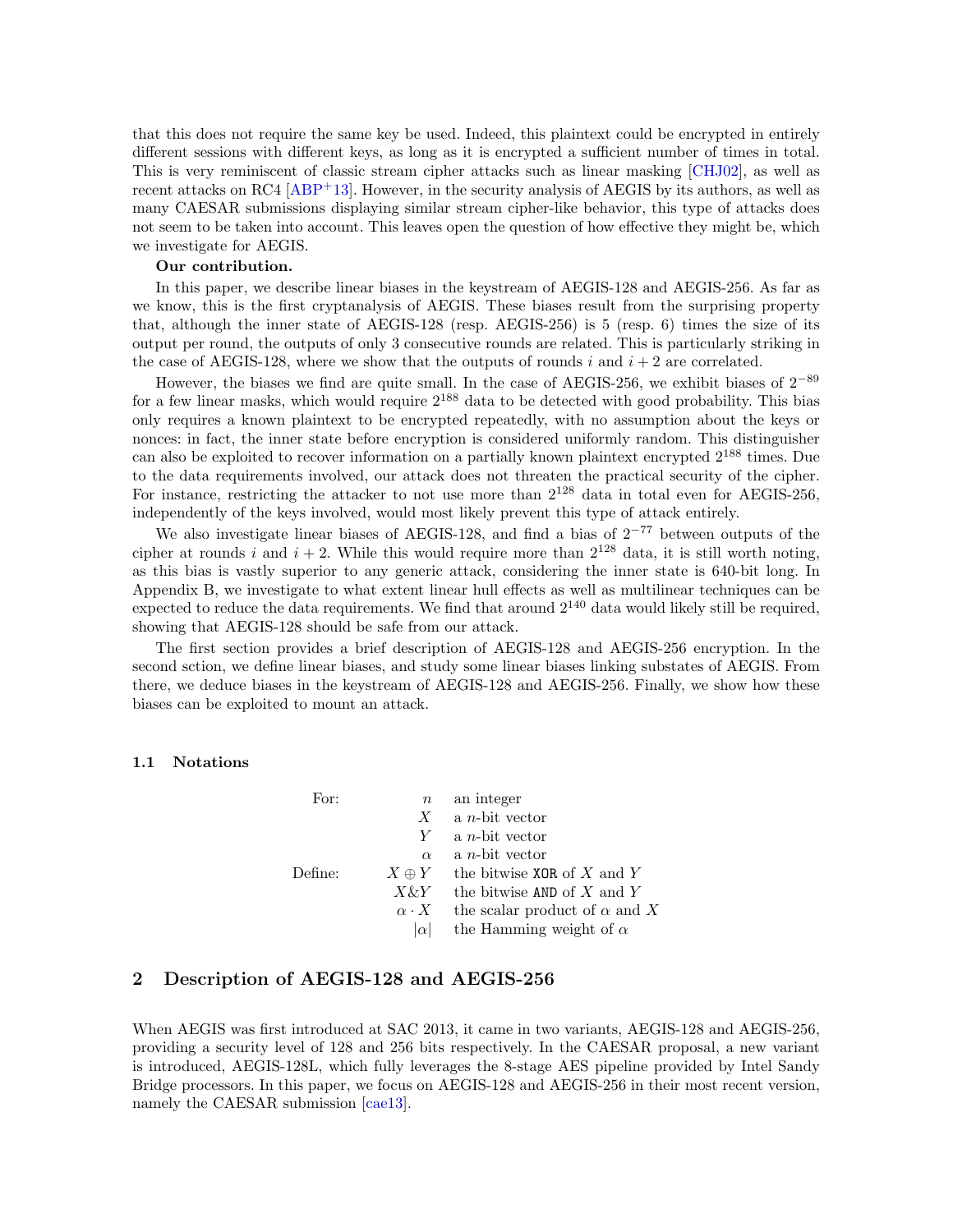that this does not require the same key be used. Indeed, this plaintext could be encrypted in entirely different sessions with different keys, as long as it is encrypted a sufficient number of times in total. This is very reminiscent of classic stream cipher attacks such as linear masking [CHJ02], as well as recent attacks on RC4 [ABP+13]. However, in the security analysis of AEGIS by its authors, as well as many CAESAR submissions displaying similar stream cipher-like behavior, this type of attacks does not seem to be taken into account. This leaves open the question of how effective they might be, which we investigate for AEGIS.

**Our contribution.**

In this paper, we describe linear biases in the keystream of AEGIS-128 and AEGIS-256. As far as we know, this is the first cryptanalysis of AEGIS. These biases result from the surprising property that, although the inner state of AEGIS-128 (resp. AEGIS-256) is 5 (resp. 6) times the size of its output per round, the outputs of only 3 consecutive rounds are related. This is particularly striking in the case of AEGIS-128, where we show that the outputs of rounds $i$ and $i+2$ are correlated.

However, the biases we find are quite small. In the case of AEGIS-256, we exhibit biases of $2^{-89}$ for a few linear masks, which would require $2^{188}$ data to be detected with good probability. This bias only requires a known plaintext to be encrypted repeatedly, with no assumption about the keys or nonces: in fact, the inner state before encryption is considered uniformly random. This distinguisher can also be exploited to recover information on a partially known plaintext encrypted $2^{188}$ times. Due to the data requirements involved, our attack does not threaten the practical security of the cipher. For instance, restricting the attacker to not use more than $2^{128}$ data in total even for AEGIS-256, independently of the keys involved, would most likely prevent this type of attack entirely.

We also investigate linear biases of AEGIS-128, and find a bias of $2^{-77}$ between outputs of the cipher at rounds $i$ and $i+2$. While this would require more than $2^{128}$ data, it is still worth noting, as this bias is vastly superior to any generic attack, considering the inner state is 640-bit long. In Appendix B, we investigate to what extent linear hull effects as well as multilinear techniques can be expected to reduce the data requirements. We find that around $2^{140}$ data would likely still be required, showing that AEGIS-128 should be safe from our attack.

The first section provides a brief description of AEGIS-128 and AEGIS-256 encryption. In the second sction, we define linear biases, and study some linear biases linking substates of AEGIS. From there, we deduce biases in the keystream of AEGIS-128 and AEGIS-256. Finally, we show how these biases can be exploited to mount an attack.

### 1.1 Notations

| | | |
|---|---|---|
| For: | $n$ | an integer |
| | $X$ | a $n$-bit vector |
| | $Y$ | a $n$-bit vector |
| | $\alpha$ | a $n$-bit vector |
| Define: | $X \oplus Y$ | the bitwise XOR of $X$ and $Y$ |
| | $X \& Y$ | the bitwise AND of $X$ and $Y$ |
| | $\alpha \cdot X$ | the scalar product of $\alpha$ and $X$ |
| | $\lvert\alpha\rvert$ | the Hamming weight of $\alpha$ |

## 2 Description of AEGIS-128 and AEGIS-256

When AEGIS was first introduced at SAC 2013, it came in two variants, AEGIS-128 and AEGIS-256, providing a security level of 128 and 256 bits respectively. In the CAESAR proposal, a new variant is introduced, AEGIS-128L, which fully leverages the 8-stage AES pipeline provided by Intel Sandy Bridge processors. In this paper, we focus on AEGIS-128 and AEGIS-256 in their most recent version, namely the CAESAR submission [cae13].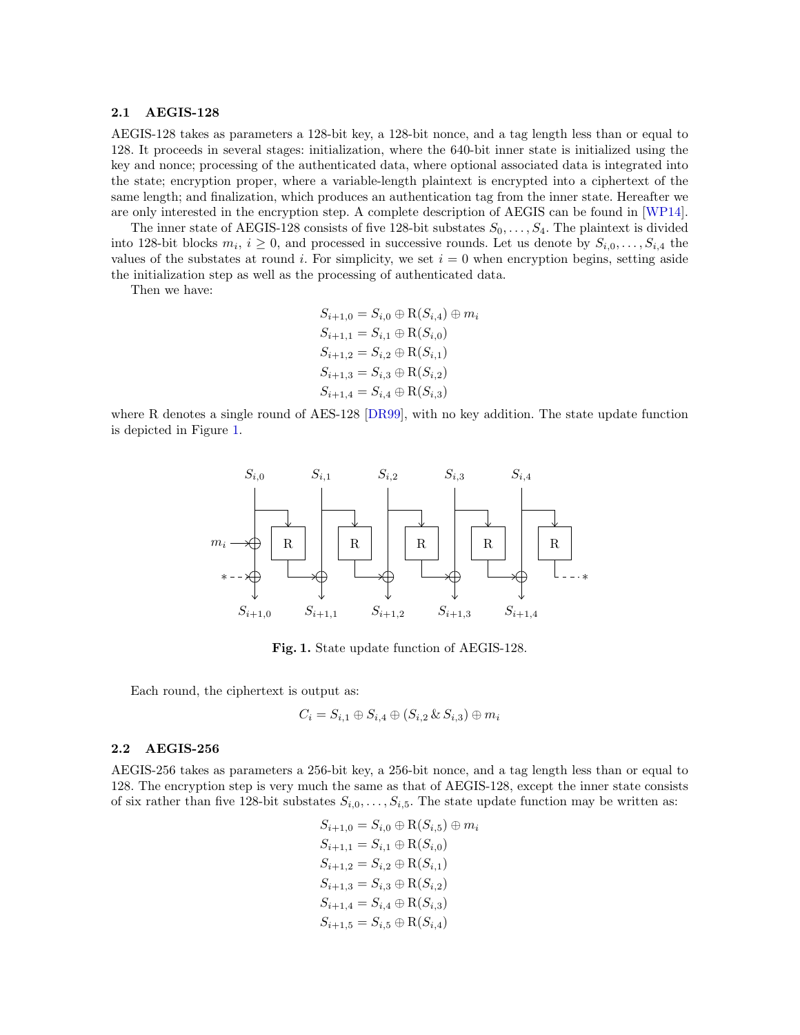### 2.1 AEGIS-128

AEGIS-128 takes as parameters a 128-bit key, a 128-bit nonce, and a tag length less than or equal to 128. It proceeds in several stages: initialization, where the 640-bit inner state is initialized using the key and nonce; processing of the authenticated data, where optional associated data is integrated into the state; encryption proper, where a variable-length plaintext is encrypted into a ciphertext of the same length; and finalization, which produces an authentication tag from the inner state. Hereafter we are only interested in the encryption step. A complete description of AEGIS can be found in [WP14].

The inner state of AEGIS-128 consists of five 128-bit substates $S_0, \ldots, S_4$. The plaintext is divided into 128-bit blocks $m_i$, $i \geq 0$, and processed in successive rounds. Let us denote by $S_{i,0}, \ldots, S_{i,4}$ the values of the substates at round $i$. For simplicity, we set $i = 0$ when encryption begins, setting aside the initialization step as well as the processing of authenticated data.

Then we have:

$$
\begin{aligned}
S_{i+1,0} &= S_{i,0} \oplus \mathrm{R}(S_{i,4}) \oplus m_i \\
S_{i+1,1} &= S_{i,1} \oplus \mathrm{R}(S_{i,0}) \\
S_{i+1,2} &= S_{i,2} \oplus \mathrm{R}(S_{i,1}) \\
S_{i+1,3} &= S_{i,3} \oplus \mathrm{R}(S_{i,2}) \\
S_{i+1,4} &= S_{i,4} \oplus \mathrm{R}(S_{i,3})
\end{aligned}
$$

where R denotes a single round of AES-128 [DR99], with no key addition. The state update function is depicted in Figure 1.

**Fig. 1.** State update function of AEGIS-128.

Each round, the ciphertext is output as:

$$C_i = S_{i,1} \oplus S_{i,4} \oplus (S_{i,2} \,\&\, S_{i,3}) \oplus m_i$$

### 2.2 AEGIS-256

AEGIS-256 takes as parameters a 256-bit key, a 256-bit nonce, and a tag length less than or equal to 128. The encryption step is very much the same as that of AEGIS-128, except the inner state consists of six rather than five 128-bit substates $S_{i,0}, \ldots, S_{i,5}$. The state update function may be written as:

$$
\begin{aligned}
S_{i+1,0} &= S_{i,0} \oplus \mathrm{R}(S_{i,5}) \oplus m_i \\
S_{i+1,1} &= S_{i,1} \oplus \mathrm{R}(S_{i,0}) \\
S_{i+1,2} &= S_{i,2} \oplus \mathrm{R}(S_{i,1}) \\
S_{i+1,3} &= S_{i,3} \oplus \mathrm{R}(S_{i,2}) \\
S_{i+1,4} &= S_{i,4} \oplus \mathrm{R}(S_{i,3}) \\
S_{i+1,5} &= S_{i,5} \oplus \mathrm{R}(S_{i,4})
\end{aligned}
$$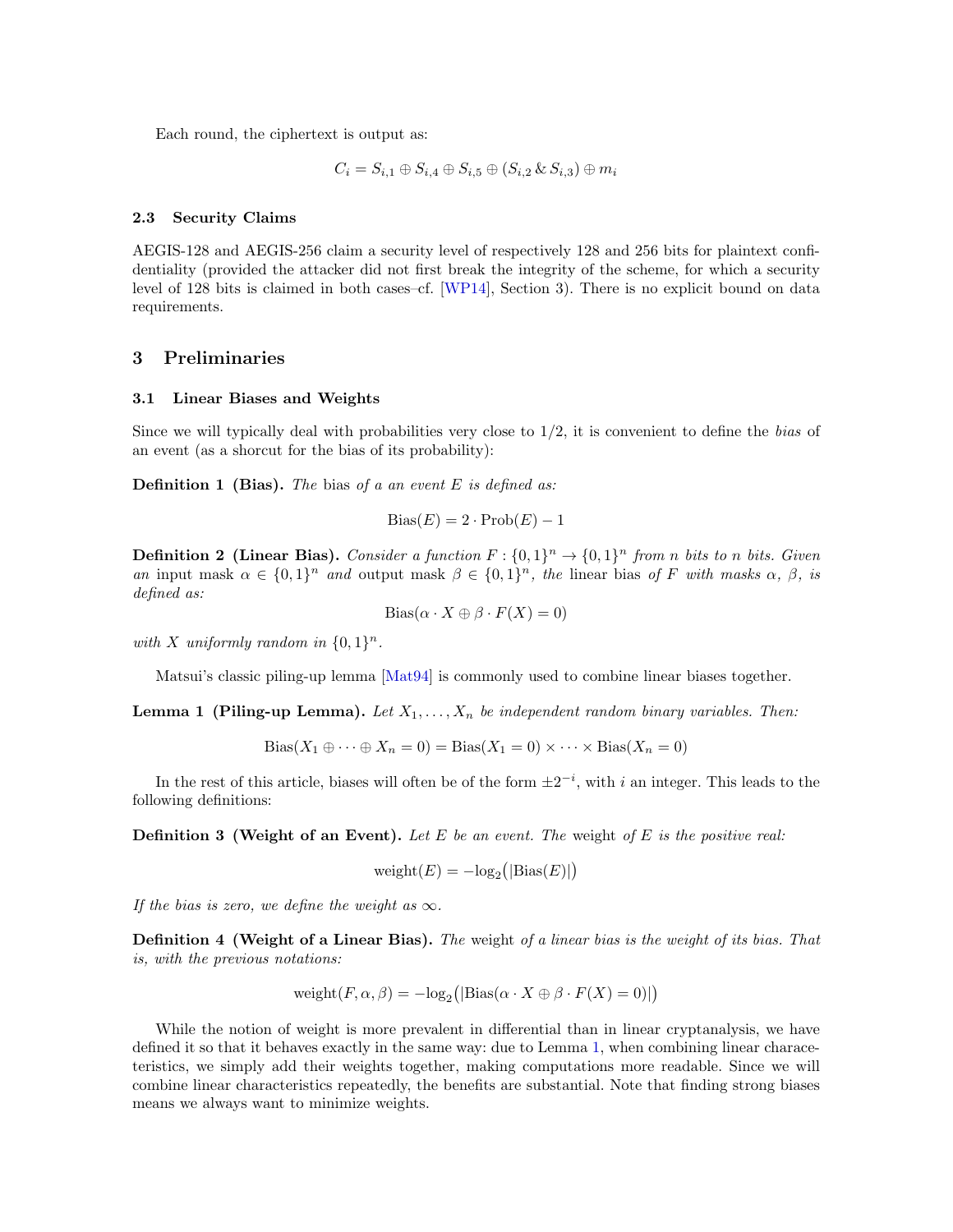Each round, the ciphertext is output as:

$$C_i = S_{i,1} \oplus S_{i,4} \oplus S_{i,5} \oplus (S_{i,2} \,\&\, S_{i,3}) \oplus m_i$$

### 2.3 Security Claims

AEGIS-128 and AEGIS-256 claim a security level of respectively 128 and 256 bits for plaintext confidentiality (provided the attacker did not first break the integrity of the scheme, for which a security level of 128 bits is claimed in both cases–cf. [WP14], Section 3). There is no explicit bound on data requirements.

## 3 Preliminaries

### 3.1 Linear Biases and Weights

Since we will typically deal with probabilities very close to 1/2, it is convenient to define the *bias* of an event (as a shorcut for the bias of its probability):

**Definition 1 (Bias).** *The* bias *of a an event $E$ is defined as:*

$$\mathrm{Bias}(E) = 2 \cdot \mathrm{Prob}(E) - 1$$

**Definition 2 (Linear Bias).** *Consider a function $F : \{0,1\}^n \to \{0,1\}^n$ from $n$ bits to $n$ bits. Given an* input mask *$\alpha \in \{0,1\}^n$ and* output mask *$\beta \in \{0,1\}^n$, the* linear bias *of $F$ with masks $\alpha$, $\beta$, is defined as:*

$$\mathrm{Bias}(\alpha \cdot X \oplus \beta \cdot F(X) = 0)$$

*with $X$ uniformly random in $\{0,1\}^n$.*

Matsui's classic piling-up lemma [Mat94] is commonly used to combine linear biases together.

**Lemma 1 (Piling-up Lemma).** *Let $X_1, \ldots, X_n$ be independent random binary variables. Then:*

$$\mathrm{Bias}(X_1 \oplus \cdots \oplus X_n = 0) = \mathrm{Bias}(X_1 = 0) \times \cdots \times \mathrm{Bias}(X_n = 0)$$

In the rest of this article, biases will often be of the form $\pm 2^{-i}$, with $i$ an integer. This leads to the following definitions:

**Definition 3 (Weight of an Event).** *Let $E$ be an event. The* weight *of $E$ is the positive real:*

$$\mathrm{weight}(E) = -\log_2\big(|\mathrm{Bias}(E)|\big)$$

*If the bias is zero, we define the weight as $\infty$.*

**Definition 4 (Weight of a Linear Bias).** *The* weight *of a linear bias is the weight of its bias. That is, with the previous notations:*

$$\mathrm{weight}(F, \alpha, \beta) = -\log_2\big(|\mathrm{Bias}(\alpha \cdot X \oplus \beta \cdot F(X) = 0)|\big)$$

While the notion of weight is more prevalent in differential than in linear cryptanalysis, we have defined it so that it behaves exactly in the same way: due to Lemma 1, when combining linear characteristics, we simply add their weights together, making computations more readable. Since we will combine linear characteristics repeatedly, the benefits are substantial. Note that finding strong biases means we always want to minimize weights.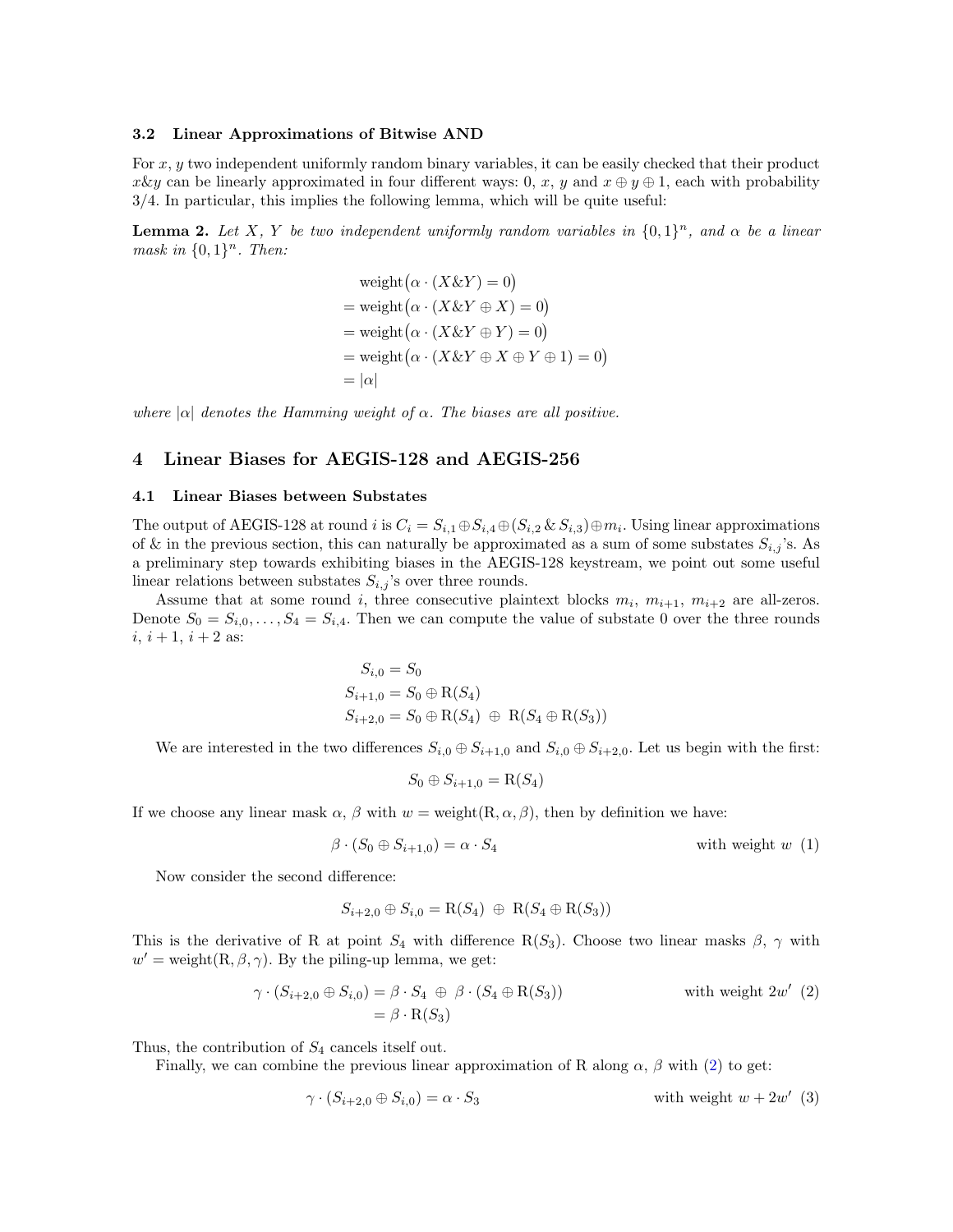### 3.2 Linear Approximations of Bitwise AND

For $x$, $y$ two independent uniformly random binary variables, it can be easily checked that their product $x\&y$ can be linearly approximated in four different ways: 0, $x$, $y$ and $x \oplus y \oplus 1$, each with probability 3/4. In particular, this implies the following lemma, which will be quite useful:

**Lemma 2.** *Let $X$, $Y$ be two independent uniformly random variables in $\{0,1\}^n$, and $\alpha$ be a linear mask in $\{0,1\}^n$. Then:*

$$\begin{aligned}
&\text{weight}\big(\alpha \cdot (X\&Y) = 0\big) \\
&= \text{weight}\big(\alpha \cdot (X\&Y \oplus X) = 0\big) \\
&= \text{weight}\big(\alpha \cdot (X\&Y \oplus Y) = 0\big) \\
&= \text{weight}\big(\alpha \cdot (X\&Y \oplus X \oplus Y \oplus 1) = 0\big) \\
&= |\alpha|
\end{aligned}$$

*where $|\alpha|$ denotes the Hamming weight of $\alpha$. The biases are all positive.*

## 4 Linear Biases for AEGIS-128 and AEGIS-256

### 4.1 Linear Biases between Substates

The output of AEGIS-128 at round $i$ is $C_i = S_{i,1} \oplus S_{i,4} \oplus (S_{i,2} \,\&\, S_{i,3}) \oplus m_i$. Using linear approximations of & in the previous section, this can naturally be approximated as a sum of some substates $S_{i,j}$'s. As a preliminary step towards exhibiting biases in the AEGIS-128 keystream, we point out some useful linear relations between substates $S_{i,j}$'s over three rounds.

Assume that at some round $i$, three consecutive plaintext blocks $m_i$, $m_{i+1}$, $m_{i+2}$ are all-zeros. Denote $S_0 = S_{i,0}, \ldots, S_4 = S_{i,4}$. Then we can compute the value of substate 0 over the three rounds $i$, $i+1$, $i+2$ as:

$$\begin{aligned}
S_{i,0} &= S_0 \\
S_{i+1,0} &= S_0 \oplus \mathrm{R}(S_4) \\
S_{i+2,0} &= S_0 \oplus \mathrm{R}(S_4) \;\oplus\; \mathrm{R}(S_4 \oplus \mathrm{R}(S_3))
\end{aligned}$$

We are interested in the two differences $S_{i,0} \oplus S_{i+1,0}$ and $S_{i,0} \oplus S_{i+2,0}$. Let us begin with the first:

$$S_0 \oplus S_{i+1,0} = \mathrm{R}(S_4)$$

If we choose any linear mask $\alpha$, $\beta$ with $w = \text{weight}(\mathrm{R}, \alpha, \beta)$, then by definition we have:

$$\beta \cdot (S_0 \oplus S_{i+1,0}) = \alpha \cdot S_4 \qquad \text{with weight } w \quad (1)$$

Now consider the second difference:

$$S_{i+2,0} \oplus S_{i,0} = \mathrm{R}(S_4) \;\oplus\; \mathrm{R}(S_4 \oplus \mathrm{R}(S_3))$$

This is the derivative of R at point $S_4$ with difference $\mathrm{R}(S_3)$. Choose two linear masks $\beta$, $\gamma$ with $w' = \text{weight}(\mathrm{R}, \beta, \gamma)$. By the piling-up lemma, we get:

$$\begin{aligned}
\gamma \cdot (S_{i+2,0} \oplus S_{i,0}) &= \beta \cdot S_4 \;\oplus\; \beta \cdot (S_4 \oplus \mathrm{R}(S_3)) \qquad \text{with weight } 2w' \quad (2) \\
&= \beta \cdot \mathrm{R}(S_3)
\end{aligned}$$

Thus, the contribution of $S_4$ cancels itself out.

Finally, we can combine the previous linear approximation of R along $\alpha$, $\beta$ with (2) to get:

$$\gamma \cdot (S_{i+2,0} \oplus S_{i,0}) = \alpha \cdot S_3 \qquad \text{with weight } w + 2w' \quad (3)$$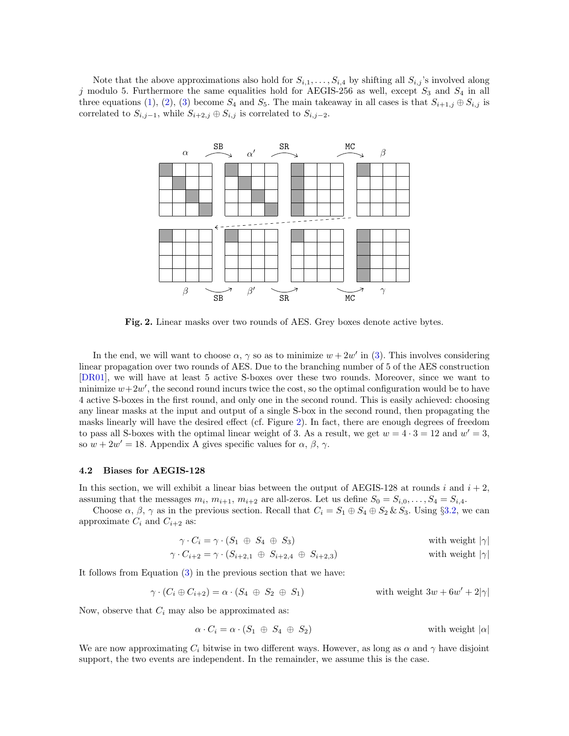Note that the above approximations also hold for $S_{i,1}, \ldots, S_{i,4}$ by shifting all $S_{i,j}$'s involved along $j$ modulo 5. Furthermore the same equalities hold for AEGIS-256 as well, except $S_3$ and $S_4$ in all three equations (1), (2), (3) become $S_4$ and $S_5$. The main takeaway in all cases is that $S_{i+1,j} \oplus S_{i,j}$ is correlated to $S_{i,j-1}$, while $S_{i+2,j} \oplus S_{i,j}$ is correlated to $S_{i,j-2}$.

**Fig. 2.** Linear masks over two rounds of AES. Grey boxes denote active bytes.

In the end, we will want to choose $\alpha$, $\gamma$ so as to minimize $w + 2w'$ in (3). This involves considering linear propagation over two rounds of AES. Due to the branching number of 5 of the AES construction [DR01], we will have at least 5 active S-boxes over these two rounds. Moreover, since we want to minimize $w+2w'$, the second round incurs twice the cost, so the optimal configuration would be to have 4 active S-boxes in the first round, and only one in the second round. This is easily achieved: choosing any linear masks at the input and output of a single S-box in the second round, then propagating the masks linearly will have the desired effect (cf. Figure 2). In fact, there are enough degrees of freedom to pass all S-boxes with the optimal linear weight of 3. As a result, we get $w = 4 \cdot 3 = 12$ and $w' = 3$, so $w + 2w' = 18$. Appendix A gives specific values for $\alpha$, $\beta$, $\gamma$.

### 4.2 Biases for AEGIS-128

In this section, we will exhibit a linear bias between the output of AEGIS-128 at rounds $i$ and $i + 2$, assuming that the messages $m_i$, $m_{i+1}$, $m_{i+2}$ are all-zeros. Let us define $S_0 = S_{i,0}, \ldots, S_4 = S_{i,4}$.

Choose $\alpha$, $\beta$, $\gamma$ as in the previous section. Recall that $C_i = S_1 \oplus S_4 \oplus S_2 \,\&\, S_3$. Using §3.2, we can approximate $C_i$ and $C_{i+2}$ as:

$$\gamma \cdot C_i = \gamma \cdot (S_1 \oplus S_4 \oplus S_3) \qquad \text{with weight } |\gamma|$$

$$\gamma \cdot C_{i+2} = \gamma \cdot (S_{i+2,1} \oplus S_{i+2,4} \oplus S_{i+2,3}) \qquad \text{with weight } |\gamma|$$

It follows from Equation (3) in the previous section that we have:

$$\gamma \cdot (C_i \oplus C_{i+2}) = \alpha \cdot (S_4 \oplus S_2 \oplus S_1) \qquad \text{with weight } 3w + 6w' + 2|\gamma|$$

Now, observe that $C_i$ may also be approximated as:

$$\alpha \cdot C_i = \alpha \cdot (S_1 \oplus S_4 \oplus S_2) \qquad \text{with weight } |\alpha|$$

We are now approximating $C_i$ bitwise in two different ways. However, as long as $\alpha$ and $\gamma$ have disjoint support, the two events are independent. In the remainder, we assume this is the case.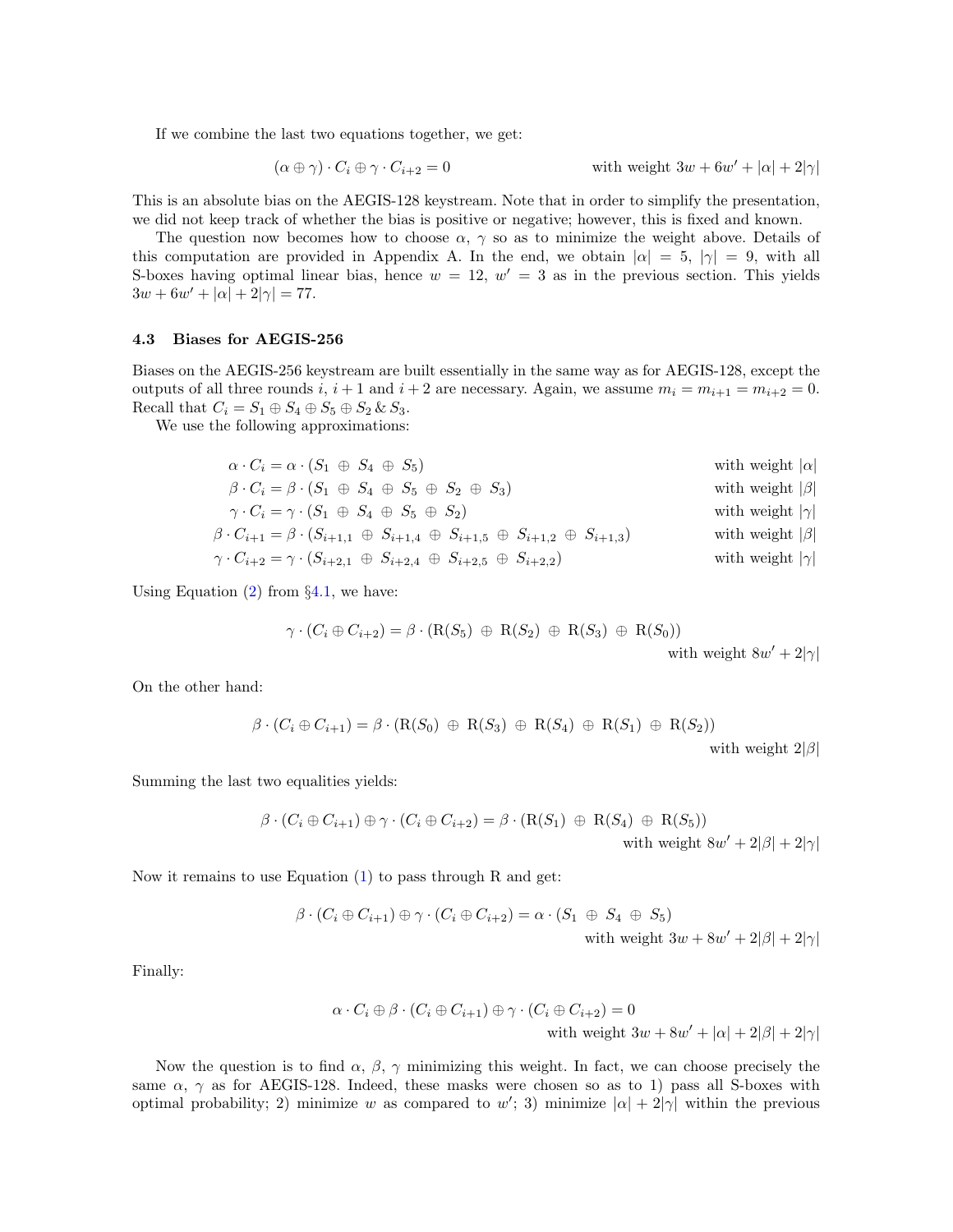If we combine the last two equations together, we get:

$$(\alpha \oplus \gamma) \cdot C_i \oplus \gamma \cdot C_{i+2} = 0 \qquad \text{with weight } 3w + 6w' + |\alpha| + 2|\gamma|$$

This is an absolute bias on the AEGIS-128 keystream. Note that in order to simplify the presentation, we did not keep track of whether the bias is positive or negative; however, this is fixed and known.

The question now becomes how to choose $\alpha$, $\gamma$ so as to minimize the weight above. Details of this computation are provided in Appendix A. In the end, we obtain $|\alpha| = 5$, $|\gamma| = 9$, with all S-boxes having optimal linear bias, hence $w = 12$, $w' = 3$ as in the previous section. This yields $3w + 6w' + |\alpha| + 2|\gamma| = 77$.

### 4.3 Biases for AEGIS-256

Biases on the AEGIS-256 keystream are built essentially in the same way as for AEGIS-128, except the outputs of all three rounds $i$, $i+1$ and $i+2$ are necessary. Again, we assume $m_i = m_{i+1} = m_{i+2} = 0$. Recall that $C_i = S_1 \oplus S_4 \oplus S_5 \oplus S_2 \,\&\, S_3$.

We use the following approximations:

$$\alpha \cdot C_i = \alpha \cdot (S_1 \oplus S_4 \oplus S_5) \qquad \text{with weight } |\alpha|$$

$$\beta \cdot C_i = \beta \cdot (S_1 \oplus S_4 \oplus S_5 \oplus S_2 \oplus S_3) \qquad \text{with weight } |\beta|$$

$$\gamma \cdot C_i = \gamma \cdot (S_1 \oplus S_4 \oplus S_5 \oplus S_2) \qquad \text{with weight } |\gamma|$$

$$\beta \cdot C_{i+1} = \beta \cdot (S_{i+1,1} \oplus S_{i+1,4} \oplus S_{i+1,5} \oplus S_{i+1,2} \oplus S_{i+1,3}) \qquad \text{with weight } |\beta|$$

$$\gamma \cdot C_{i+2} = \gamma \cdot (S_{i+2,1} \oplus S_{i+2,4} \oplus S_{i+2,5} \oplus S_{i+2,2}) \qquad \text{with weight } |\gamma|$$

Using Equation (2) from §4.1, we have:

$$\gamma \cdot (C_i \oplus C_{i+2}) = \beta \cdot (\mathrm{R}(S_5) \oplus \mathrm{R}(S_2) \oplus \mathrm{R}(S_3) \oplus \mathrm{R}(S_0)) \qquad \text{with weight } 8w' + 2|\gamma|$$

On the other hand:

$$\beta \cdot (C_i \oplus C_{i+1}) = \beta \cdot (\mathrm{R}(S_0) \oplus \mathrm{R}(S_3) \oplus \mathrm{R}(S_4) \oplus \mathrm{R}(S_1) \oplus \mathrm{R}(S_2)) \qquad \text{with weight } 2|\beta|$$

Summing the last two equalities yields:

$$\beta \cdot (C_i \oplus C_{i+1}) \oplus \gamma \cdot (C_i \oplus C_{i+2}) = \beta \cdot (\mathrm{R}(S_1) \oplus \mathrm{R}(S_4) \oplus \mathrm{R}(S_5)) \qquad \text{with weight } 8w' + 2|\beta| + 2|\gamma|$$

Now it remains to use Equation (1) to pass through R and get:

$$\beta \cdot (C_i \oplus C_{i+1}) \oplus \gamma \cdot (C_i \oplus C_{i+2}) = \alpha \cdot (S_1 \oplus S_4 \oplus S_5) \qquad \text{with weight } 3w + 8w' + 2|\beta| + 2|\gamma|$$

Finally:

$$\alpha \cdot C_i \oplus \beta \cdot (C_i \oplus C_{i+1}) \oplus \gamma \cdot (C_i \oplus C_{i+2}) = 0 \qquad \text{with weight } 3w + 8w' + |\alpha| + 2|\beta| + 2|\gamma|$$

Now the question is to find $\alpha$, $\beta$, $\gamma$ minimizing this weight. In fact, we can choose precisely the same $\alpha$, $\gamma$ as for AEGIS-128. Indeed, these masks were chosen so as to 1) pass all S-boxes with optimal probability; 2) minimize $w$ as compared to $w'$; 3) minimize $|\alpha| + 2|\gamma|$ within the previous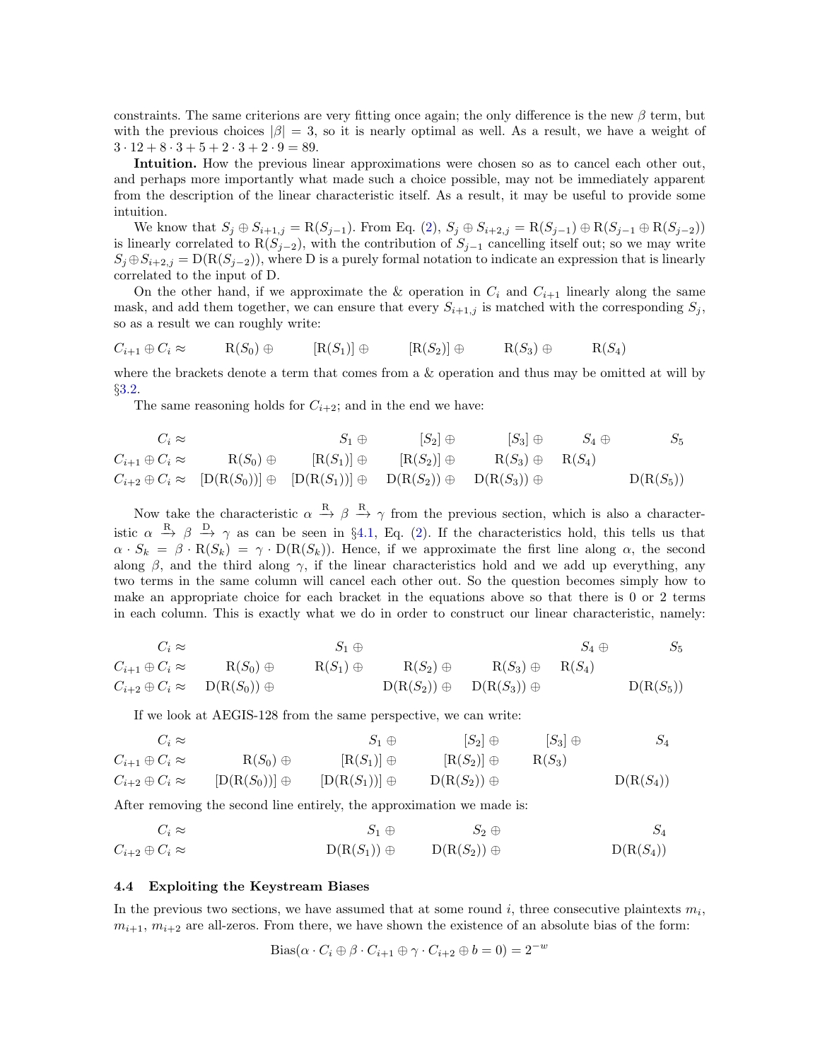constraints. The same criterions are very fitting once again; the only difference is the new $\beta$ term, but with the previous choices $|\beta| = 3$, so it is nearly optimal as well. As a result, we have a weight of $3 \cdot 12 + 8 \cdot 3 + 5 + 2 \cdot 3 + 2 \cdot 9 = 89$.

**Intuition.** How the previous linear approximations were chosen so as to cancel each other out, and perhaps more importantly what made such a choice possible, may not be immediately apparent from the description of the linear characteristic itself. As a result, it may be useful to provide some intuition.

We know that $S_j \oplus S_{i+1,j} = \mathrm{R}(S_{j-1})$. From Eq. (2), $S_j \oplus S_{i+2,j} = \mathrm{R}(S_{j-1}) \oplus \mathrm{R}(S_{j-1} \oplus \mathrm{R}(S_{j-2}))$ is linearly correlated to $\mathrm{R}(S_{j-2})$, with the contribution of $S_{j-1}$ cancelling itself out; so we may write $S_j \oplus S_{i+2,j} = \mathrm{D}(\mathrm{R}(S_{j-2}))$, where D is a purely formal notation to indicate an expression that is linearly correlated to the input of D.

On the other hand, if we approximate the & operation in $C_i$ and $C_{i+1}$ linearly along the same mask, and add them together, we can ensure that every $S_{i+1,j}$ is matched with the corresponding $S_j$, so as a result we can roughly write:

$$C_{i+1} \oplus C_i \approx \quad \mathrm{R}(S_0) \oplus \quad [\mathrm{R}(S_1)] \oplus \quad [\mathrm{R}(S_2)] \oplus \quad \mathrm{R}(S_3) \oplus \quad \mathrm{R}(S_4)$$

where the brackets denote a term that comes from a & operation and thus may be omitted at will by §3.2.

The same reasoning holds for $C_{i+2}$; and in the end we have:

$$\begin{array}{lcccccc}
C_i \approx & & S_1 \oplus & [S_2] \oplus & [S_3] \oplus & S_4 \oplus & S_5 \\
C_{i+1} \oplus C_i \approx & \mathrm{R}(S_0) \oplus & [\mathrm{R}(S_1)] \oplus & [\mathrm{R}(S_2)] \oplus & \mathrm{R}(S_3) \oplus & \mathrm{R}(S_4) & \\
C_{i+2} \oplus C_i \approx & [\mathrm{D}(\mathrm{R}(S_0))] \oplus & [\mathrm{D}(\mathrm{R}(S_1))] \oplus & \mathrm{D}(\mathrm{R}(S_2)) \oplus & \mathrm{D}(\mathrm{R}(S_3)) \oplus & & \mathrm{D}(\mathrm{R}(S_5))
\end{array}$$

Now take the characteristic $\alpha \xrightarrow{\mathrm{R}} \beta \xrightarrow{\mathrm{R}} \gamma$ from the previous section, which is also a characteristic $\alpha \xrightarrow{\mathrm{R}} \beta \xrightarrow{\mathrm{D}} \gamma$ as can be seen in §4.1, Eq. (2). If the characteristics hold, this tells us that $\alpha \cdot S_k = \beta \cdot \mathrm{R}(S_k) = \gamma \cdot \mathrm{D}(\mathrm{R}(S_k))$. Hence, if we approximate the first line along $\alpha$, the second along $\beta$, and the third along $\gamma$, if the linear characteristics hold and we add up everything, any two terms in the same column will cancel each other out. So the question becomes simply how to make an appropriate choice for each bracket in the equations above so that there is 0 or 2 terms in each column. This is exactly what we do in order to construct our linear characteristic, namely:

$$\begin{array}{lcccccc}
C_i \approx & & S_1 \oplus & & & S_4 \oplus & S_5 \\
C_{i+1} \oplus C_i \approx & \mathrm{R}(S_0) \oplus & \mathrm{R}(S_1) \oplus & \mathrm{R}(S_2) \oplus & \mathrm{R}(S_3) \oplus & \mathrm{R}(S_4) & \\
C_{i+2} \oplus C_i \approx & \mathrm{D}(\mathrm{R}(S_0)) \oplus & & \mathrm{D}(\mathrm{R}(S_2)) \oplus & \mathrm{D}(\mathrm{R}(S_3)) \oplus & & \mathrm{D}(\mathrm{R}(S_5))
\end{array}$$

If we look at AEGIS-128 from the same perspective, we can write:

$$\begin{array}{lccccc}
C_i \approx & & S_1 \oplus & [S_2] \oplus & [S_3] \oplus & S_4 \\
C_{i+1} \oplus C_i \approx & \mathrm{R}(S_0) \oplus & [\mathrm{R}(S_1)] \oplus & [\mathrm{R}(S_2)] \oplus & \mathrm{R}(S_3) & \\
C_{i+2} \oplus C_i \approx & [\mathrm{D}(\mathrm{R}(S_0))] \oplus & [\mathrm{D}(\mathrm{R}(S_1))] \oplus & \mathrm{D}(\mathrm{R}(S_2)) \oplus & & \mathrm{D}(\mathrm{R}(S_4))
\end{array}$$

After removing the second line entirely, the approximation we made is:

$$\begin{array}{lccc}
C_i \approx & S_1 \oplus & S_2 \oplus & S_4 \\
C_{i+2} \oplus C_i \approx & \mathrm{D}(\mathrm{R}(S_1)) \oplus & \mathrm{D}(\mathrm{R}(S_2)) \oplus & \mathrm{D}(\mathrm{R}(S_4))
\end{array}$$

### 4.4 Exploiting the Keystream Biases

In the previous two sections, we have assumed that at some round $i$, three consecutive plaintexts $m_i$, $m_{i+1}$, $m_{i+2}$ are all-zeros. From there, we have shown the existence of an absolute bias of the form:

$$\mathrm{Bias}(\alpha \cdot C_i \oplus \beta \cdot C_{i+1} \oplus \gamma \cdot C_{i+2} \oplus b = 0) = 2^{-w}$$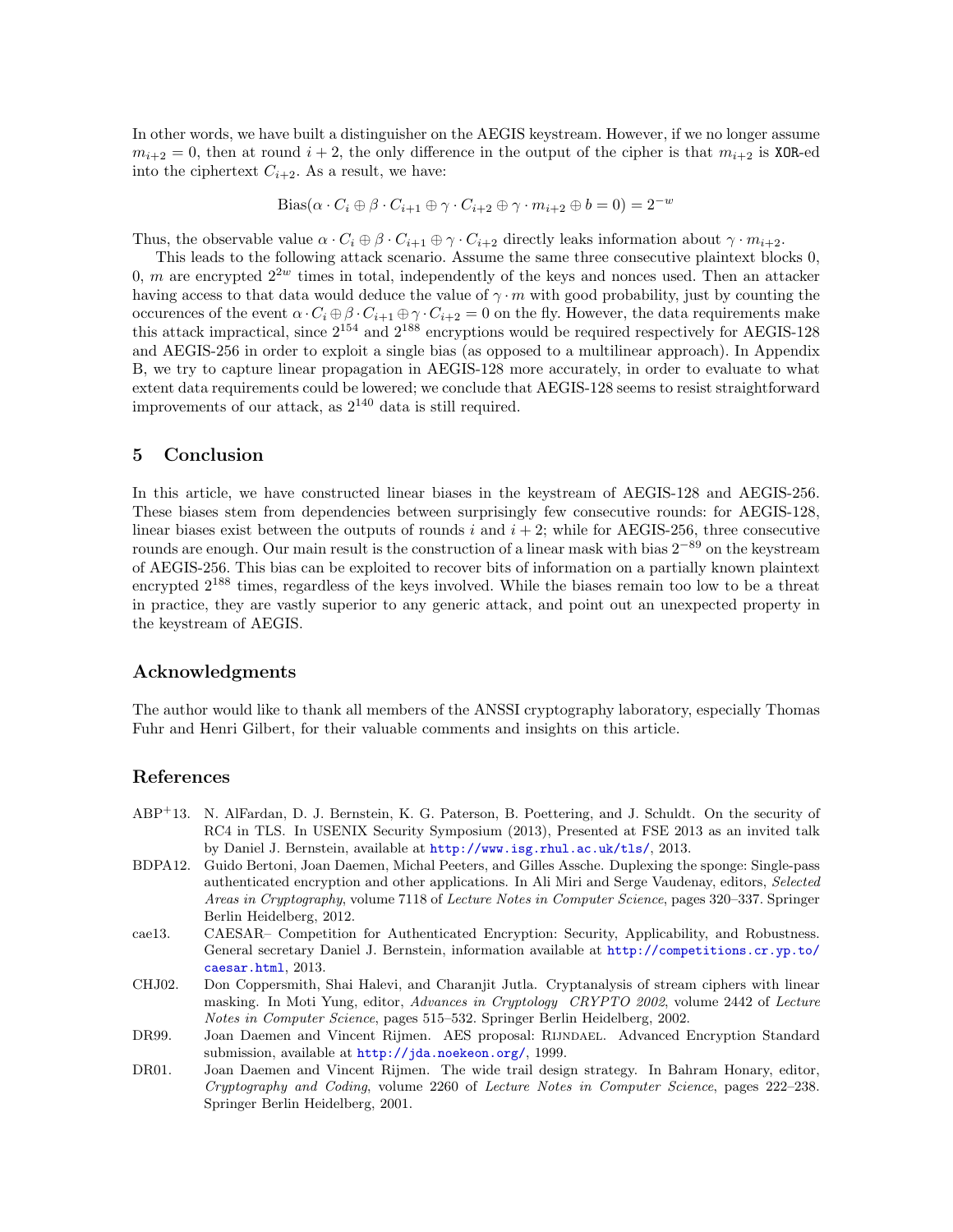In other words, we have built a distinguisher on the AEGIS keystream. However, if we no longer assume $m_{i+2} = 0$, then at round $i+2$, the only difference in the output of the cipher is that $m_{i+2}$ is XOR-ed into the ciphertext $C_{i+2}$. As a result, we have:

$$\text{Bias}(\alpha \cdot C_i \oplus \beta \cdot C_{i+1} \oplus \gamma \cdot C_{i+2} \oplus \gamma \cdot m_{i+2} \oplus b = 0) = 2^{-w}$$

Thus, the observable value $\alpha \cdot C_i \oplus \beta \cdot C_{i+1} \oplus \gamma \cdot C_{i+2}$ directly leaks information about $\gamma \cdot m_{i+2}$.

This leads to the following attack scenario. Assume the same three consecutive plaintext blocks 0, 0, $m$ are encrypted $2^{2w}$ times in total, independently of the keys and nonces used. Then an attacker having access to that data would deduce the value of $\gamma \cdot m$ with good probability, just by counting the occurences of the event $\alpha \cdot C_i \oplus \beta \cdot C_{i+1} \oplus \gamma \cdot C_{i+2} = 0$ on the fly. However, the data requirements make this attack impractical, since $2^{154}$ and $2^{188}$ encryptions would be required respectively for AEGIS-128 and AEGIS-256 in order to exploit a single bias (as opposed to a multilinear approach). In Appendix B, we try to capture linear propagation in AEGIS-128 more accurately, in order to evaluate to what extent data requirements could be lowered; we conclude that AEGIS-128 seems to resist straightforward improvements of our attack, as $2^{140}$ data is still required.

## 5 Conclusion

In this article, we have constructed linear biases in the keystream of AEGIS-128 and AEGIS-256. These biases stem from dependencies between surprisingly few consecutive rounds: for AEGIS-128, linear biases exist between the outputs of rounds $i$ and $i+2$; while for AEGIS-256, three consecutive rounds are enough. Our main result is the construction of a linear mask with bias $2^{-89}$ on the keystream of AEGIS-256. This bias can be exploited to recover bits of information on a partially known plaintext encrypted $2^{188}$ times, regardless of the keys involved. While the biases remain too low to be a threat in practice, they are vastly superior to any generic attack, and point out an unexpected property in the keystream of AEGIS.

## Acknowledgments

The author would like to thank all members of the ANSSI cryptography laboratory, especially Thomas Fuhr and Henri Gilbert, for their valuable comments and insights on this article.

## References

ABP+13. N. AlFardan, D. J. Bernstein, K. G. Paterson, B. Poettering, and J. Schuldt. On the security of RC4 in TLS. In USENIX Security Symposium (2013), Presented at FSE 2013 as an invited talk by Daniel J. Bernstein, available at http://www.isg.rhul.ac.uk/tls/, 2013.

BDPA12. Guido Bertoni, Joan Daemen, Michal Peeters, and Gilles Assche. Duplexing the sponge: Single-pass authenticated encryption and other applications. In Ali Miri and Serge Vaudenay, editors, *Selected Areas in Cryptography*, volume 7118 of *Lecture Notes in Computer Science*, pages 320–337. Springer Berlin Heidelberg, 2012.

cae13. CAESAR– Competition for Authenticated Encryption: Security, Applicability, and Robustness. General secretary Daniel J. Bernstein, information available at http://competitions.cr.yp.to/caesar.html, 2013.

CHJ02. Don Coppersmith, Shai Halevi, and Charanjit Jutla. Cryptanalysis of stream ciphers with linear masking. In Moti Yung, editor, *Advances in Cryptology CRYPTO 2002*, volume 2442 of *Lecture Notes in Computer Science*, pages 515–532. Springer Berlin Heidelberg, 2002.

DR99. Joan Daemen and Vincent Rijmen. AES proposal: Rijndael. Advanced Encryption Standard submission, available at http://jda.noekeon.org/, 1999.

DR01. Joan Daemen and Vincent Rijmen. The wide trail design strategy. In Bahram Honary, editor, *Cryptography and Coding*, volume 2260 of *Lecture Notes in Computer Science*, pages 222–238. Springer Berlin Heidelberg, 2001.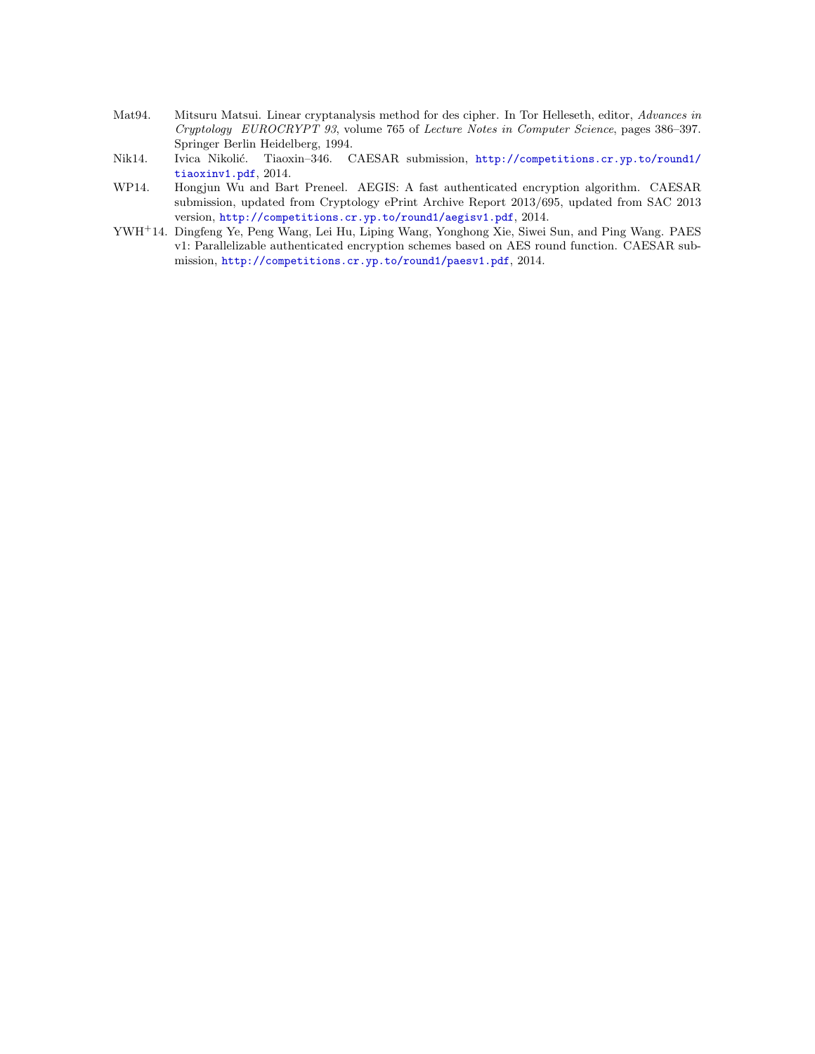- Mat94. Mitsuru Matsui. Linear cryptanalysis method for des cipher. In Tor Helleseth, editor, *Advances in Cryptology EUROCRYPT 93*, volume 765 of *Lecture Notes in Computer Science*, pages 386–397. Springer Berlin Heidelberg, 1994.
- Nik14. Ivica Nikolić. Tiaoxin–346. CAESAR submission, http://competitions.cr.yp.to/round1/tiaoxinv1.pdf, 2014.
- WP14. Hongjun Wu and Bart Preneel. AEGIS: A fast authenticated encryption algorithm. CAESAR submission, updated from Cryptology ePrint Archive Report 2013/695, updated from SAC 2013 version, http://competitions.cr.yp.to/round1/aegisv1.pdf, 2014.
- YWH+14. Dingfeng Ye, Peng Wang, Lei Hu, Liping Wang, Yonghong Xie, Siwei Sun, and Ping Wang. PAES v1: Parallelizable authenticated encryption schemes based on AES round function. CAESAR submission, http://competitions.cr.yp.to/round1/paesv1.pdf, 2014.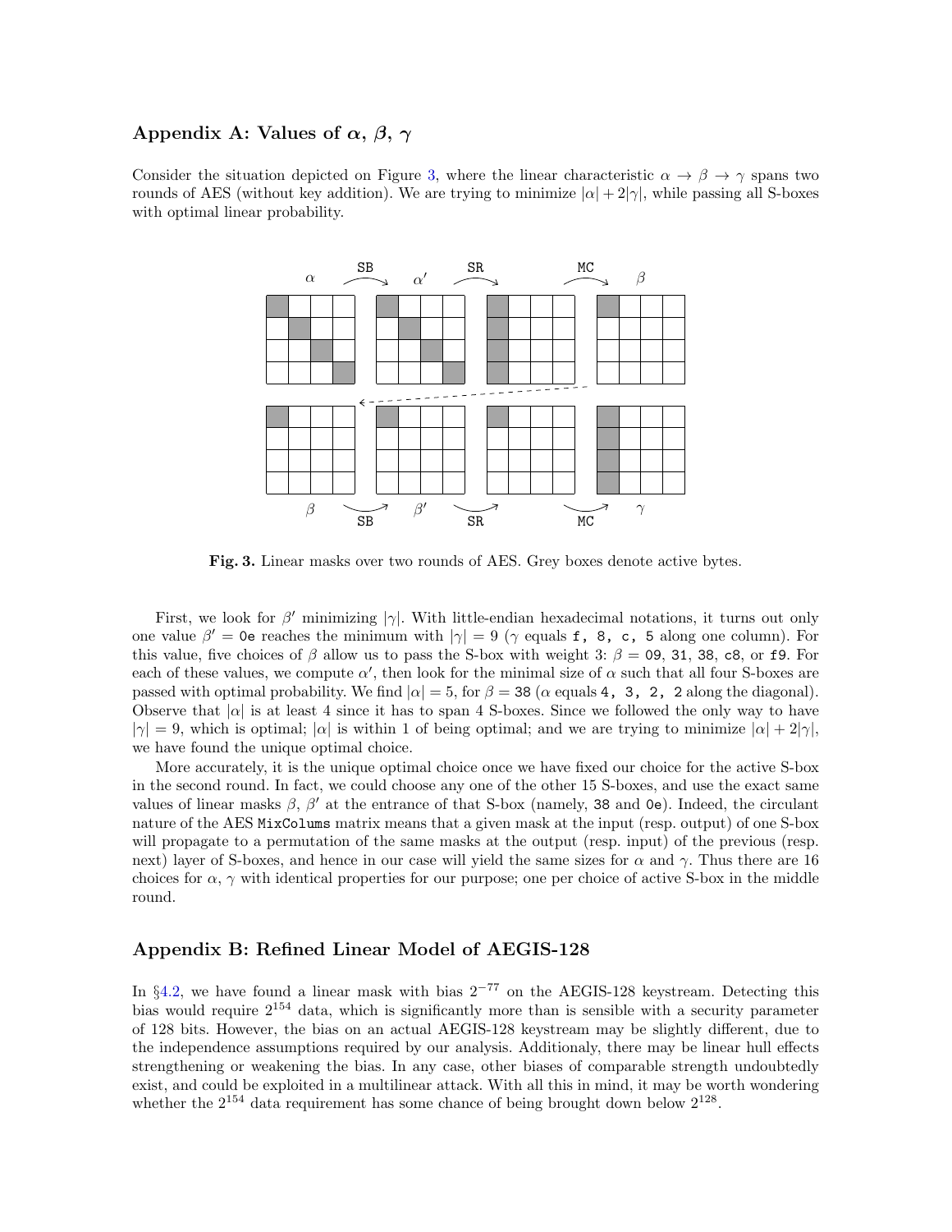## Appendix A: Values of $\alpha$, $\beta$, $\gamma$

Consider the situation depicted on Figure 3, where the linear characteristic $\alpha \to \beta \to \gamma$ spans two rounds of AES (without key addition). We are trying to minimize $|\alpha| + 2|\gamma|$, while passing all S-boxes with optimal linear probability.

**Fig. 3.** Linear masks over two rounds of AES. Grey boxes denote active bytes.

First, we look for $\beta'$ minimizing $|\gamma|$. With little-endian hexadecimal notations, it turns out only one value $\beta' =$ `0e` reaches the minimum with $|\gamma| = 9$ ($\gamma$ equals `f, 8, c, 5` along one column). For this value, five choices of $\beta$ allow us to pass the S-box with weight 3: $\beta =$ `09`, `31`, `38`, `c8`, or `f9`. For each of these values, we compute $\alpha'$, then look for the minimal size of $\alpha$ such that all four S-boxes are passed with optimal probability. We find $|\alpha| = 5$, for $\beta =$ `38` ($\alpha$ equals `4, 3, 2, 2` along the diagonal). Observe that $|\alpha|$ is at least 4 since it has to span 4 S-boxes. Since we followed the only way to have $|\gamma| = 9$, which is optimal; $|\alpha|$ is within 1 of being optimal; and we are trying to minimize $|\alpha| + 2|\gamma|$, we have found the unique optimal choice.

More accurately, it is the unique optimal choice once we have fixed our choice for the active S-box in the second round. In fact, we could choose any one of the other 15 S-boxes, and use the exact same values of linear masks $\beta$, $\beta'$ at the entrance of that S-box (namely, `38` and `0e`). Indeed, the circulant nature of the AES `MixColums` matrix means that a given mask at the input (resp. output) of one S-box will propagate to a permutation of the same masks at the output (resp. input) of the previous (resp. next) layer of S-boxes, and hence in our case will yield the same sizes for $\alpha$ and $\gamma$. Thus there are 16 choices for $\alpha$, $\gamma$ with identical properties for our purpose; one per choice of active S-box in the middle round.

## Appendix B: Refined Linear Model of AEGIS-128

In §4.2, we have found a linear mask with bias $2^{-77}$ on the AEGIS-128 keystream. Detecting this bias would require $2^{154}$ data, which is significantly more than is sensible with a security parameter of 128 bits. However, the bias on an actual AEGIS-128 keystream may be slightly different, due to the independence assumptions required by our analysis. Additionaly, there may be linear hull effects strengthening or weakening the bias. In any case, other biases of comparable strength undoubtedly exist, and could be exploited in a multilinear attack. With all this in mind, it may be worth wondering whether the $2^{154}$ data requirement has some chance of being brought down below $2^{128}$.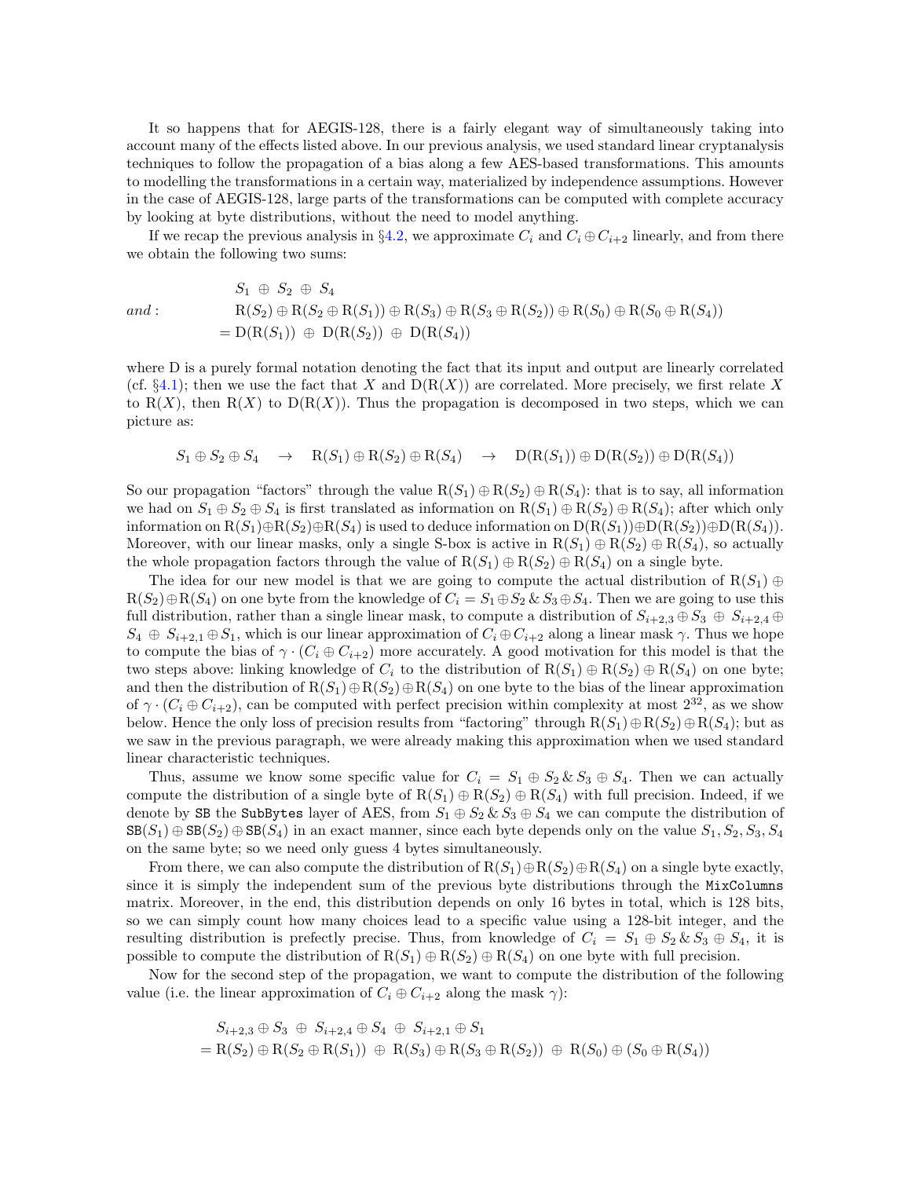It so happens that for AEGIS-128, there is a fairly elegant way of simultaneously taking into account many of the effects listed above. In our previous analysis, we used standard linear cryptanalysis techniques to follow the propagation of a bias along a few AES-based transformations. This amounts to modelling the transformations in a certain way, materialized by independence assumptions. However in the case of AEGIS-128, large parts of the transformations can be computed with complete accuracy by looking at byte distributions, without the need to model anything.

If we recap the previous analysis in §4.2, we approximate $C_i$ and $C_i \oplus C_{i+2}$ linearly, and from there we obtain the following two sums:

$$
\begin{aligned}
& S_1 \;\oplus\; S_2 \;\oplus\; S_4 \\
\textit{and}: \quad & \mathrm{R}(S_2) \oplus \mathrm{R}(S_2 \oplus \mathrm{R}(S_1)) \oplus \mathrm{R}(S_3) \oplus \mathrm{R}(S_3 \oplus \mathrm{R}(S_2)) \oplus \mathrm{R}(S_0) \oplus \mathrm{R}(S_0 \oplus \mathrm{R}(S_4)) \\
& = \mathrm{D}(\mathrm{R}(S_1)) \;\oplus\; \mathrm{D}(\mathrm{R}(S_2)) \;\oplus\; \mathrm{D}(\mathrm{R}(S_4))
\end{aligned}
$$

where D is a purely formal notation denoting the fact that its input and output are linearly correlated (cf. §4.1); then we use the fact that $X$ and $\mathrm{D}(\mathrm{R}(X))$ are correlated. More precisely, we first relate $X$ to $\mathrm{R}(X)$, then $\mathrm{R}(X)$ to $\mathrm{D}(\mathrm{R}(X))$. Thus the propagation is decomposed in two steps, which we can picture as:

$$
S_1 \oplus S_2 \oplus S_4 \quad \to \quad \mathrm{R}(S_1) \oplus \mathrm{R}(S_2) \oplus \mathrm{R}(S_4) \quad \to \quad \mathrm{D}(\mathrm{R}(S_1)) \oplus \mathrm{D}(\mathrm{R}(S_2)) \oplus \mathrm{D}(\mathrm{R}(S_4))
$$

So our propagation "factors" through the value $\mathrm{R}(S_1) \oplus \mathrm{R}(S_2) \oplus \mathrm{R}(S_4)$: that is to say, all information we had on $S_1 \oplus S_2 \oplus S_4$ is first translated as information on $\mathrm{R}(S_1) \oplus \mathrm{R}(S_2) \oplus \mathrm{R}(S_4)$; after which only information on $\mathrm{R}(S_1) \oplus \mathrm{R}(S_2) \oplus \mathrm{R}(S_4)$ is used to deduce information on $\mathrm{D}(\mathrm{R}(S_1)) \oplus \mathrm{D}(\mathrm{R}(S_2)) \oplus \mathrm{D}(\mathrm{R}(S_4))$. Moreover, with our linear masks, only a single S-box is active in $\mathrm{R}(S_1) \oplus \mathrm{R}(S_2) \oplus \mathrm{R}(S_4)$, so actually the whole propagation factors through the value of $\mathrm{R}(S_1) \oplus \mathrm{R}(S_2) \oplus \mathrm{R}(S_4)$ on a single byte.

The idea for our new model is that we are going to compute the actual distribution of $\mathrm{R}(S_1) \oplus \mathrm{R}(S_2) \oplus \mathrm{R}(S_4)$ on one byte from the knowledge of $C_i = S_1 \oplus S_2 \,\&\, S_3 \oplus S_4$. Then we are going to use this full distribution, rather than a single linear mask, to compute a distribution of $S_{i+2,3} \oplus S_3 \;\oplus\; S_{i+2,4} \oplus S_4 \;\oplus\; S_{i+2,1} \oplus S_1$, which is our linear approximation of $C_i \oplus C_{i+2}$ along a linear mask $\gamma$. Thus we hope to compute the bias of $\gamma \cdot (C_i \oplus C_{i+2})$ more accurately. A good motivation for this model is that the two steps above: linking knowledge of $C_i$ to the distribution of $\mathrm{R}(S_1) \oplus \mathrm{R}(S_2) \oplus \mathrm{R}(S_4)$ on one byte; and then the distribution of $\mathrm{R}(S_1) \oplus \mathrm{R}(S_2) \oplus \mathrm{R}(S_4)$ on one byte to the bias of the linear approximation of $\gamma \cdot (C_i \oplus C_{i+2})$, can be computed with perfect precision within complexity at most $2^{32}$, as we show below. Hence the only loss of precision results from "factoring" through $\mathrm{R}(S_1) \oplus \mathrm{R}(S_2) \oplus \mathrm{R}(S_4)$; but as we saw in the previous paragraph, we were already making this approximation when we used standard linear characteristic techniques.

Thus, assume we know some specific value for $C_i = S_1 \oplus S_2 \,\&\, S_3 \oplus S_4$. Then we can actually compute the distribution of a single byte of $\mathrm{R}(S_1) \oplus \mathrm{R}(S_2) \oplus \mathrm{R}(S_4)$ with full precision. Indeed, if we denote by `SB` the `SubBytes` layer of AES, from $S_1 \oplus S_2 \,\&\, S_3 \oplus S_4$ we can compute the distribution of $\mathtt{SB}(S_1) \oplus \mathtt{SB}(S_2) \oplus \mathtt{SB}(S_4)$ in an exact manner, since each byte depends only on the value $S_1, S_2, S_3, S_4$ on the same byte; so we need only guess 4 bytes simultaneously.

From there, we can also compute the distribution of $\mathrm{R}(S_1) \oplus \mathrm{R}(S_2) \oplus \mathrm{R}(S_4)$ on a single byte exactly, since it is simply the independent sum of the previous byte distributions through the `MixColumns` matrix. Moreover, in the end, this distribution depends on only 16 bytes in total, which is 128 bits, so we can simply count how many choices lead to a specific value using a 128-bit integer, and the resulting distribution is prefectly precise. Thus, from knowledge of $C_i = S_1 \oplus S_2 \,\&\, S_3 \oplus S_4$, it is possible to compute the distribution of $\mathrm{R}(S_1) \oplus \mathrm{R}(S_2) \oplus \mathrm{R}(S_4)$ on one byte with full precision.

Now for the second step of the propagation, we want to compute the distribution of the following value (i.e. the linear approximation of $C_i \oplus C_{i+2}$ along the mask $\gamma$):

$$
\begin{aligned}
& S_{i+2,3} \oplus S_3 \;\oplus\; S_{i+2,4} \oplus S_4 \;\oplus\; S_{i+2,1} \oplus S_1 \\
= \; & \mathrm{R}(S_2) \oplus \mathrm{R}(S_2 \oplus \mathrm{R}(S_1)) \;\oplus\; \mathrm{R}(S_3) \oplus \mathrm{R}(S_3 \oplus \mathrm{R}(S_2)) \;\oplus\; \mathrm{R}(S_0) \oplus (S_0 \oplus \mathrm{R}(S_4))
\end{aligned}
$$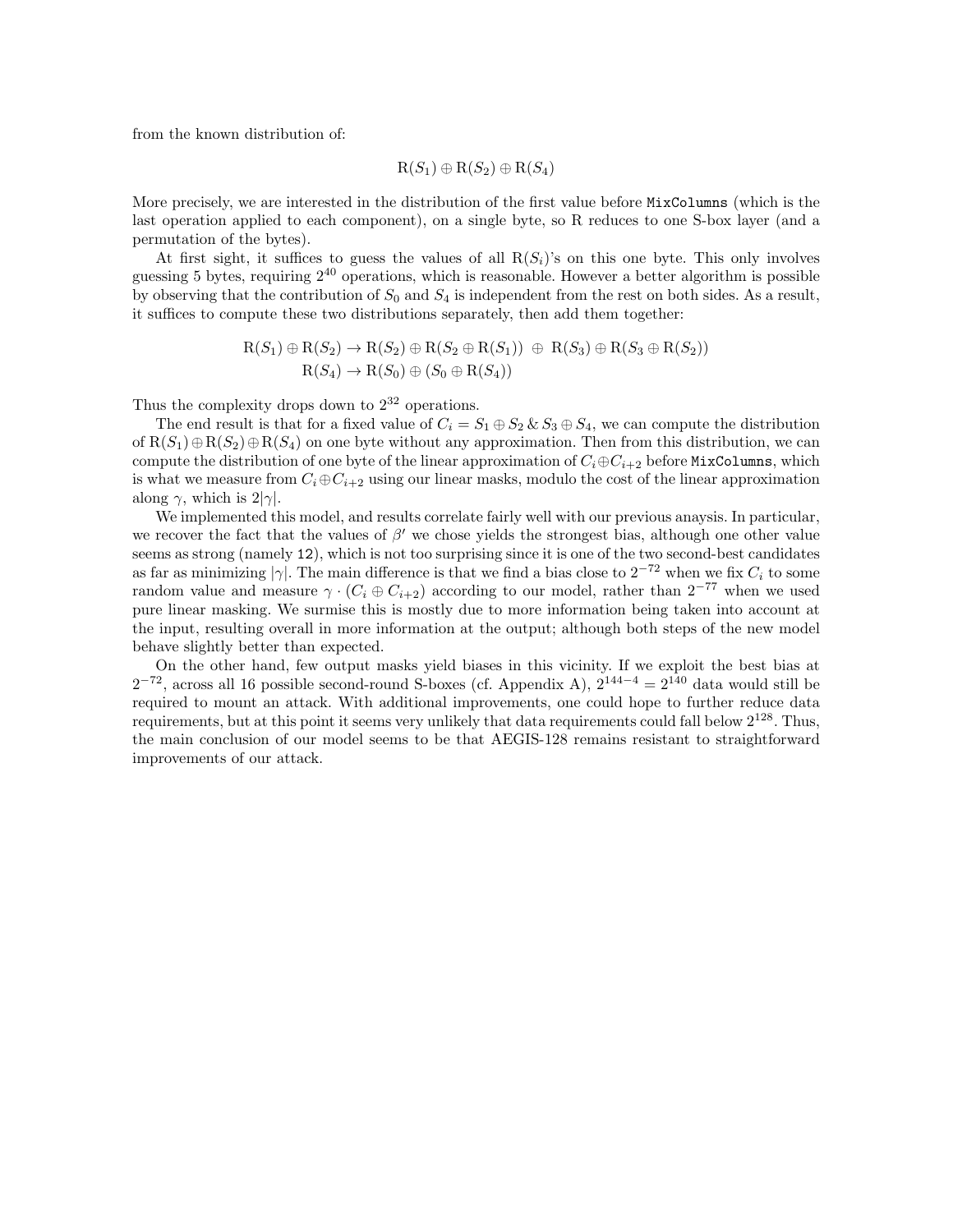from the known distribution of:

$$\mathrm{R}(S_1) \oplus \mathrm{R}(S_2) \oplus \mathrm{R}(S_4)$$

More precisely, we are interested in the distribution of the first value before `MixColumns` (which is the last operation applied to each component), on a single byte, so R reduces to one S-box layer (and a permutation of the bytes).

At first sight, it suffices to guess the values of all $\mathrm{R}(S_i)$'s on this one byte. This only involves guessing 5 bytes, requiring $2^{40}$ operations, which is reasonable. However a better algorithm is possible by observing that the contribution of $S_0$ and $S_4$ is independent from the rest on both sides. As a result, it suffices to compute these two distributions separately, then add them together:

$$\mathrm{R}(S_1) \oplus \mathrm{R}(S_2) \to \mathrm{R}(S_2) \oplus \mathrm{R}(S_2 \oplus \mathrm{R}(S_1)) \;\oplus\; \mathrm{R}(S_3) \oplus \mathrm{R}(S_3 \oplus \mathrm{R}(S_2))$$
$$\mathrm{R}(S_4) \to \mathrm{R}(S_0) \oplus (S_0 \oplus \mathrm{R}(S_4))$$

Thus the complexity drops down to $2^{32}$ operations.

The end result is that for a fixed value of $C_i = S_1 \oplus S_2 \,\&\, S_3 \oplus S_4$, we can compute the distribution of $\mathrm{R}(S_1) \oplus \mathrm{R}(S_2) \oplus \mathrm{R}(S_4)$ on one byte without any approximation. Then from this distribution, we can compute the distribution of one byte of the linear approximation of $C_i \oplus C_{i+2}$ before `MixColumns`, which is what we measure from $C_i \oplus C_{i+2}$ using our linear masks, modulo the cost of the linear approximation along $\gamma$, which is $2|\gamma|$.

We implemented this model, and results correlate fairly well with our previous anaysis. In particular, we recover the fact that the values of $\beta'$ we chose yields the strongest bias, although one other value seems as strong (namely `12`), which is not too surprising since it is one of the two second-best candidates as far as minimizing $|\gamma|$. The main difference is that we find a bias close to $2^{-72}$ when we fix $C_i$ to some random value and measure $\gamma \cdot (C_i \oplus C_{i+2})$ according to our model, rather than $2^{-77}$ when we used pure linear masking. We surmise this is mostly due to more information being taken into account at the input, resulting overall in more information at the output; although both steps of the new model behave slightly better than expected.

On the other hand, few output masks yield biases in this vicinity. If we exploit the best bias at $2^{-72}$, across all 16 possible second-round S-boxes (cf. Appendix A), $2^{144-4} = 2^{140}$ data would still be required to mount an attack. With additional improvements, one could hope to further reduce data requirements, but at this point it seems very unlikely that data requirements could fall below $2^{128}$. Thus, the main conclusion of our model seems to be that AEGIS-128 remains resistant to straightforward improvements of our attack.